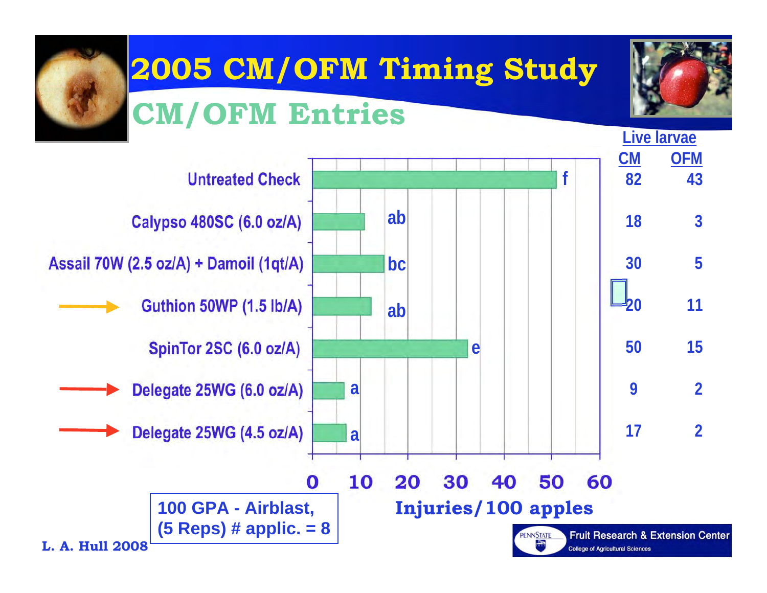# 2005 CM/OFM Timing Study

## CM/OFM Entries

| Treatment | Injuries/100 apples (approx.) | Mean separation | Live larvae CM | Live larvae OFM |
|---|---|---|---|---|
| Untreated Check | ~51 | f | 82 | 43 |
| Calypso 480SC (6.0 oz/A) | ~11 | ab | 18 | 3 |
| Assail 70W (2.5 oz/A) + Damoil (1qt/A) | ~15 | bc | 30 | 5 |
| Guthion 50WP (1.5 lb/A) | ~12 | ab | 20 | 11 |
| SpinTor 2SC (6.0 oz/A) | ~32 | e | 50 | 15 |
| Delegate 25WG (6.0 oz/A) | ~7 | a | 9 | 2 |
| Delegate 25WG (4.5 oz/A) | ~7 | a | 17 | 2 |

Injuries/100 apples

100 GPA - Airblast, (5 Reps) # applic. = 8

L. A. Hull 2008

PENNSTATE Fruit Research & Extension Center, College of Agricultural Sciences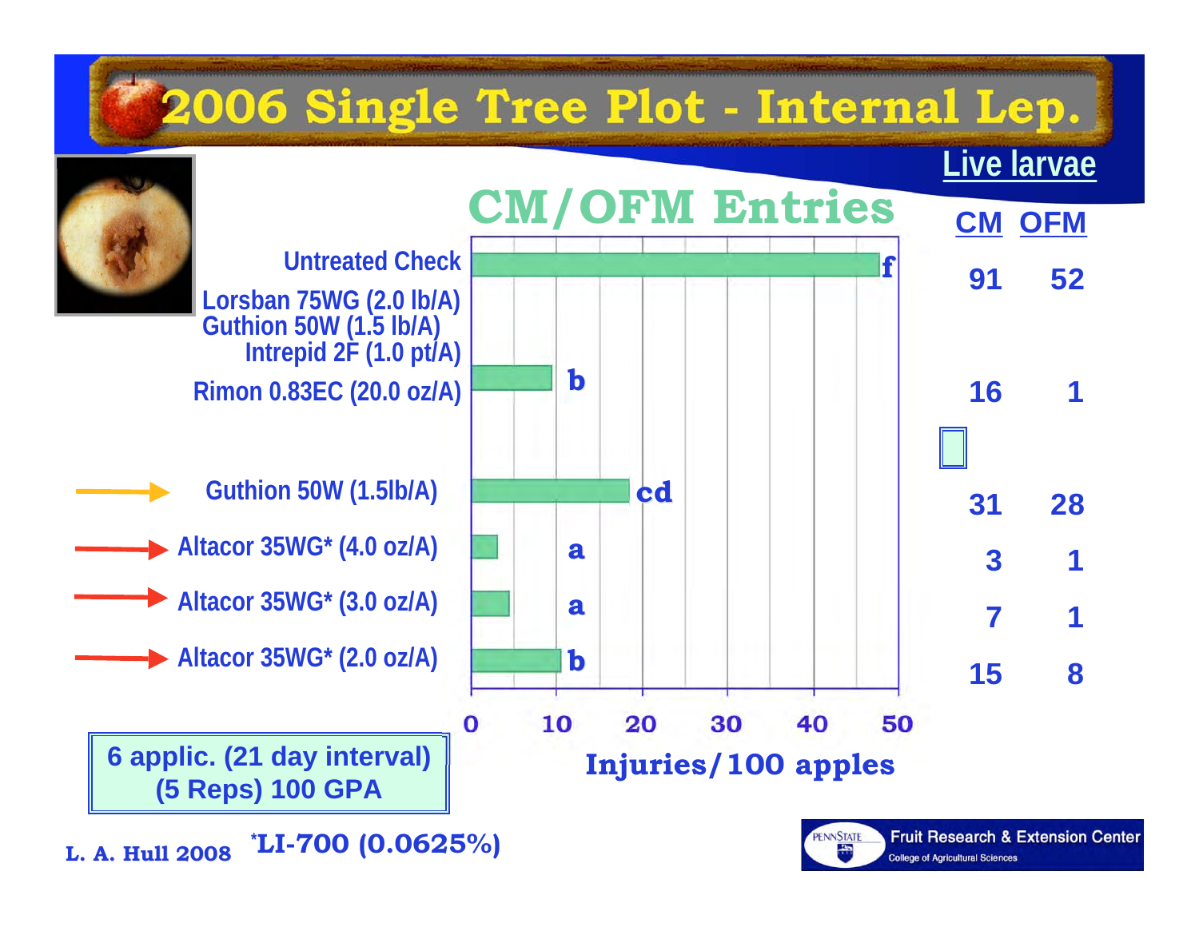# 2006 Single Tree Plot - Internal Lep.

## CM/OFM Entries

| Treatment | Injuries/100 apples (approx.) | Letter | Live larvae CM | Live larvae OFM |
|---|---|---|---|---|
| Untreated Check | 48 | f | 91 | 52 |
| Lorsban 75WG (2.0 lb/A) / Guthion 50W (1.5 lb/A) / Intrepid 2F (1.0 pt/A) / Rimon 0.83EC (20.0 oz/A) | 9 | b | 16 | 1 |
| Guthion 50W (1.5lb/A) | 18 | cd | 31 | 28 |
| Altacor 35WG* (4.0 oz/A) | 3 | a | 3 | 1 |
| Altacor 35WG* (3.0 oz/A) | 4 | a | 7 | 1 |
| Altacor 35WG* (2.0 oz/A) | 10 | b | 15 | 8 |

Injuries/100 apples (axis: 0, 10, 20, 30, 40, 50)

6 applic. (21 day interval)
(5 Reps) 100 GPA

*LI-700 (0.0625%)

L. A. Hull 2008

Penn State Fruit Research & Extension Center, College of Agricultural Sciences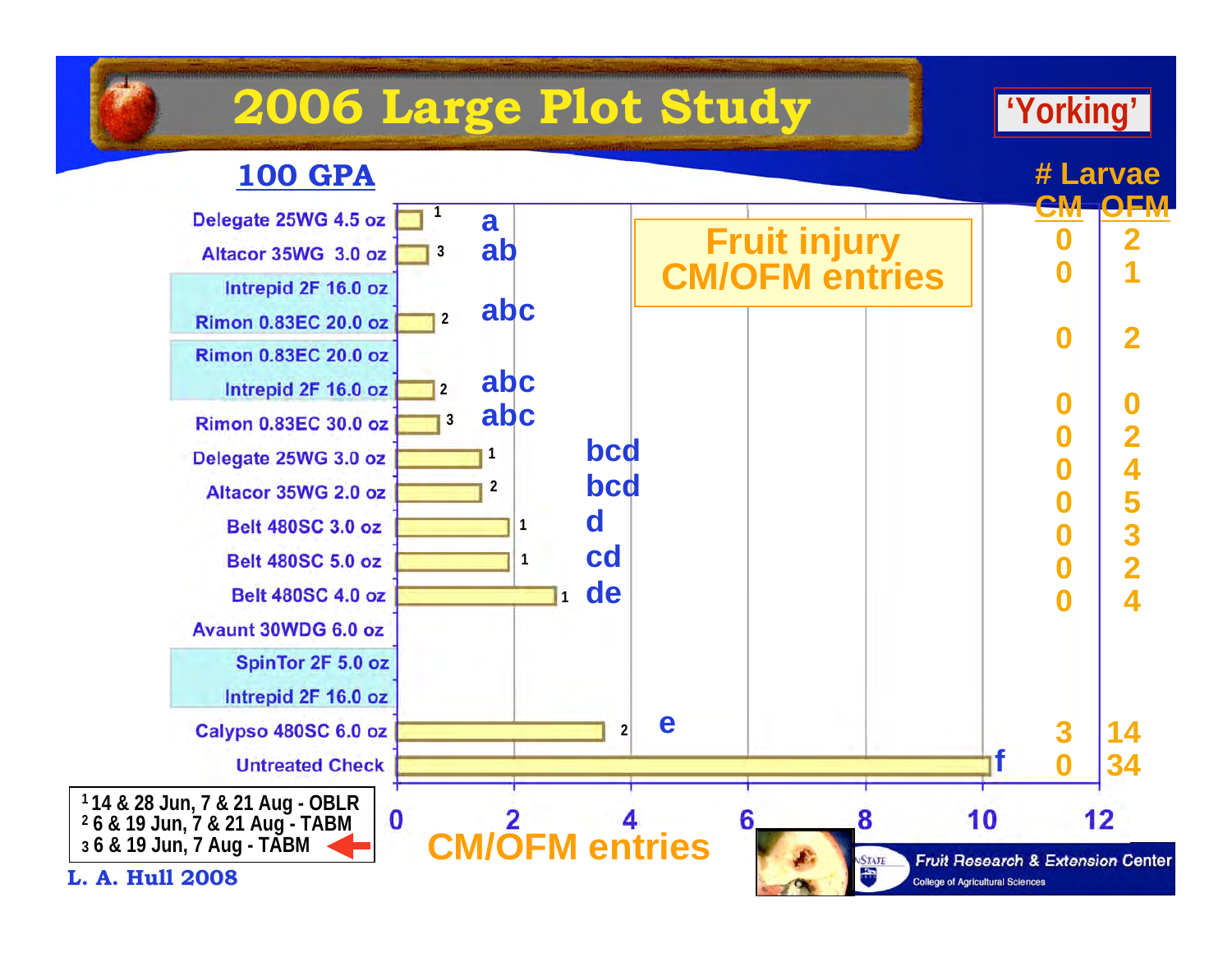# 2006 Large Plot Study

**'Yorking'**

**100 GPA**

**Fruit injury CM/OFM entries**

| Treatment | Timing | CM/OFM entries (approx.) | Letter | # Larvae CM | # Larvae OFM |
|---|---|---|---|---|---|
| Delegate 25WG 4.5 oz | 1 | | a | 0 | 2 |
| Altacor 35WG 3.0 oz | 3 | | ab | 0 | 1 |
| Intrepid 2F 16.0 oz / Rimon 0.83EC 20.0 oz | 2 | | abc | 0 | 2 |
| Rimon 0.83EC 20.0 oz / Intrepid 2F 16.0 oz | 2 | | abc | 0 | 0 |
| Rimon 0.83EC 30.0 oz | 3 | | abc | 0 | 2 |
| Delegate 25WG 3.0 oz | 1 | | bcd | 0 | 4 |
| Altacor 35WG 2.0 oz | 2 | | bcd | 0 | 5 |
| Belt 480SC 3.0 oz | 1 | | d | 0 | 3 |
| Belt 480SC 5.0 oz | 1 | | cd | 0 | 2 |
| Belt 480SC 4.0 oz | 1 | | de | 0 | 4 |
| Avaunt 30WDG 6.0 oz | | | | | |
| SpinTor 2F 5.0 oz / Intrepid 2F 16.0 oz | | | | | |
| Calypso 480SC 6.0 oz | 2 | | e | 3 | 14 |
| Untreated Check | | | f | 0 | 34 |

CM/OFM entries (x-axis: 0, 2, 4, 6, 8, 10, 12)

[1] 14 & 28 Jun, 7 & 21 Aug - OBLR
[2] 6 & 19 Jun, 7 & 21 Aug - TABM
[3] 6 & 19 Jun, 7 Aug - TABM

L. A. Hull 2008

Fruit Research & Extension Center
College of Agricultural Sciences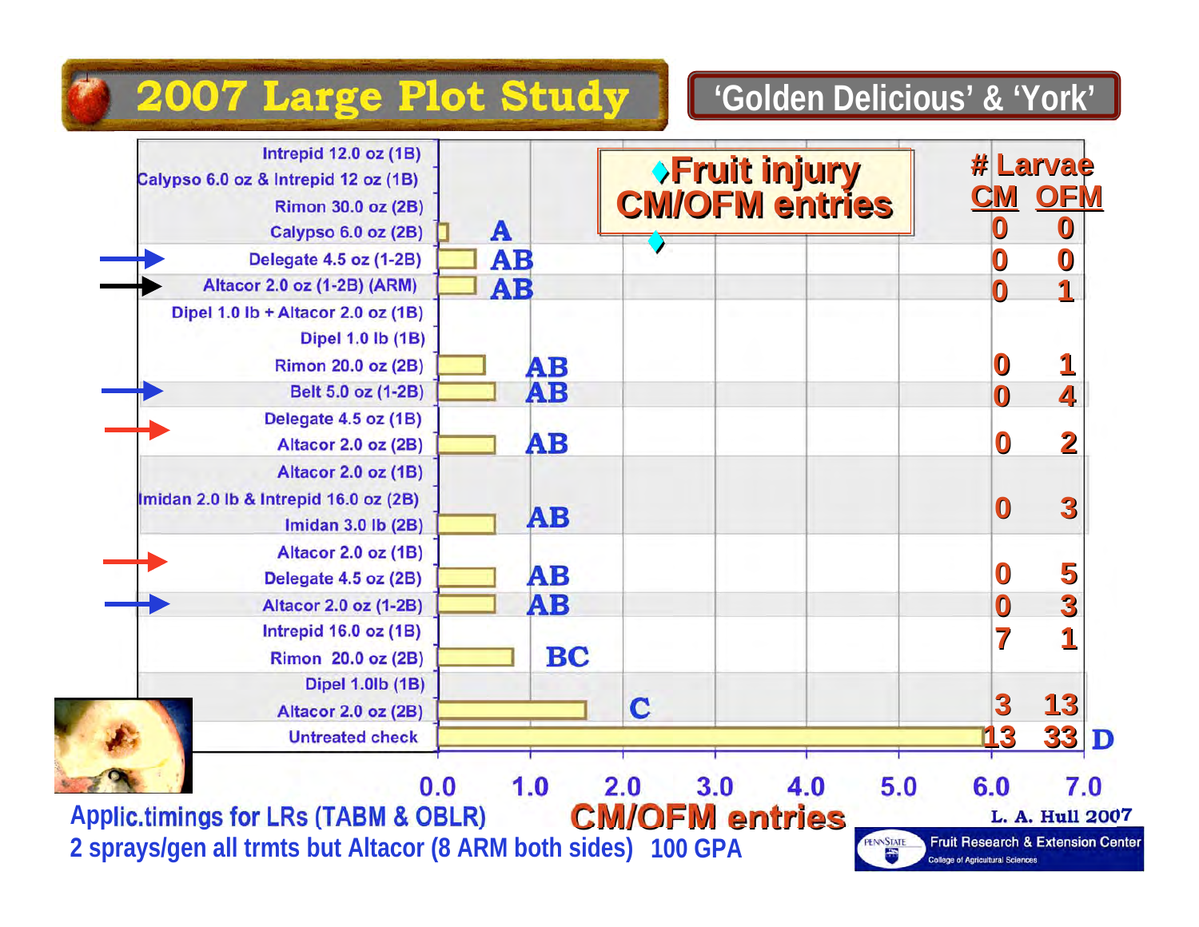# 2007 Large Plot Study

**'Golden Delicious' & 'York'**

| Treatment | Fruit injury CM/OFM entries | Letter | # Larvae CM | # Larvae OFM |
|---|---|---|---|---|
| Intrepid 12.0 oz (1B) / Calypso 6.0 oz & Intrepid 12 oz (1B) / Rimon 30.0 oz (2B) / Calypso 6.0 oz (2B) | | A | 0 | 0 |
| Delegate 4.5 oz (1-2B) | | AB | 0 | 0 |
| Altacor 2.0 oz (1-2B) (ARM) | | AB | 0 | 1 |
| Dipel 1.0 lb + Altacor 2.0 oz (1B) / Dipel 1.0 lb (1B) / Rimon 20.0 oz (2B) | | AB | 0 | 1 |
| Belt 5.0 oz (1-2B) | | AB | 0 | 4 |
| Delegate 4.5 oz (1B) / Altacor 2.0 oz (2B) | | AB | 0 | 2 |
| Altacor 2.0 oz (1B) / Imidan 2.0 lb & Intrepid 16.0 oz (2B) / Imidan 3.0 lb (2B) | | AB | 0 | 3 |
| Altacor 2.0 oz (1B) / Delegate 4.5 oz (2B) | | AB | 0 | 5 |
| Altacor 2.0 oz (1-2B) | | AB | 0 | 3 |
| Intrepid 16.0 oz (1B) / Rimon 20.0 oz (2B) | | BC | 7 | 1 |
| Dipel 1.0lb (1B) / Altacor 2.0 oz (2B) | | C | 3 | 13 |
| Untreated check | | D | 13 | 33 |

CM/OFM entries (axis 0.0 – 7.0)

Applic.timings for LRs (TABM & OBLR)

2 sprays/gen all trmts but Altacor (8 ARM both sides) 100 GPA

L. A. Hull 2007

Penn State Fruit Research & Extension Center, College of Agricultural Sciences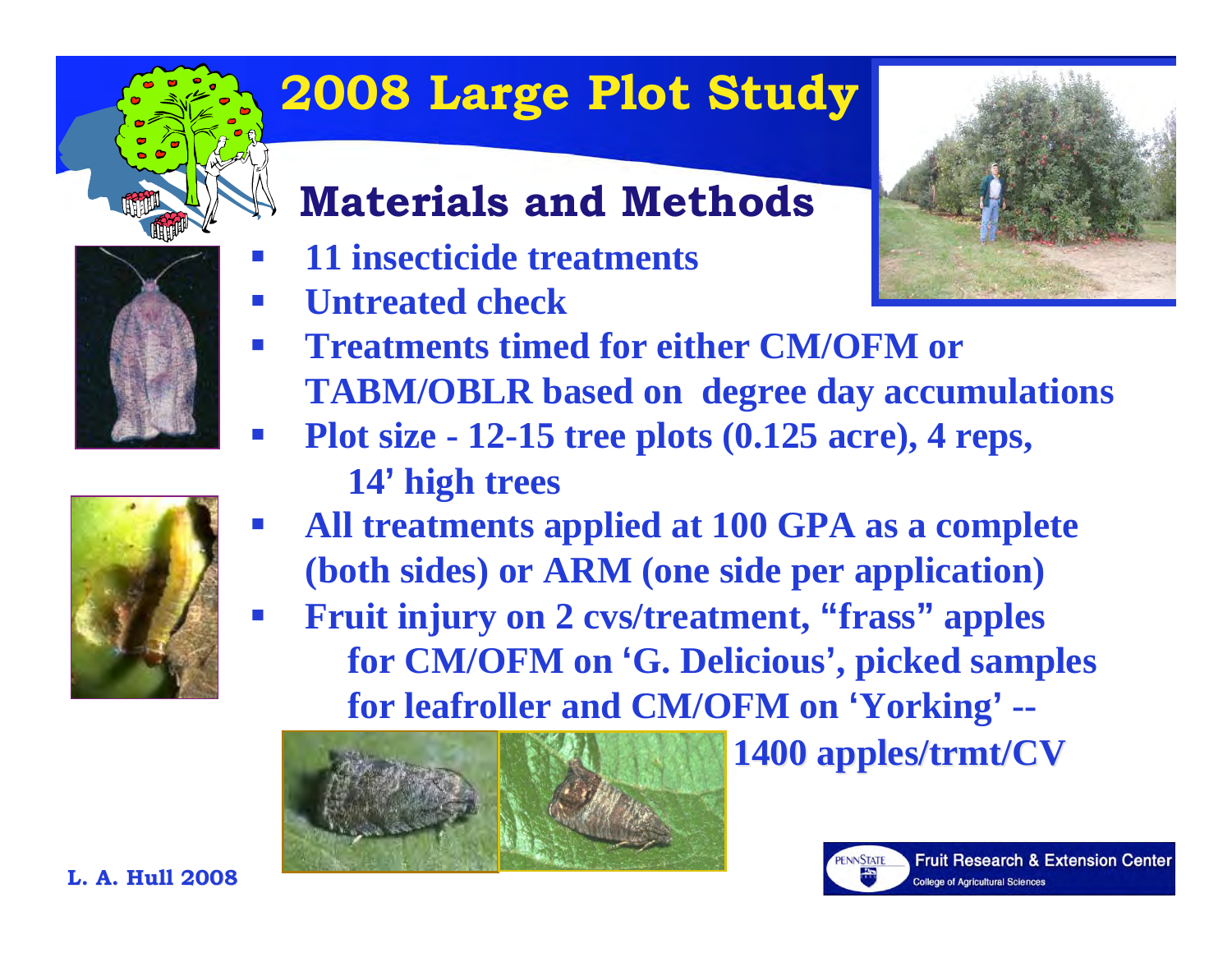# 2008 Large Plot Study

## Materials and Methods

- 11 insecticide treatments
- Untreated check
- Treatments timed for either CM/OFM or TABM/OBLR based on degree day accumulations
- Plot size - 12-15 tree plots (0.125 acre), 4 reps, 14' high trees
- All treatments applied at 100 GPA as a complete (both sides) or ARM (one side per application)
- Fruit injury on 2 cvs/treatment, "frass" apples for CM/OFM on 'G. Delicious', picked samples for leafroller and CM/OFM on 'Yorking' -- 1400 apples/trmt/CV

L. A. Hull 2008

PENNSTATE Fruit Research & Extension Center
College of Agricultural Sciences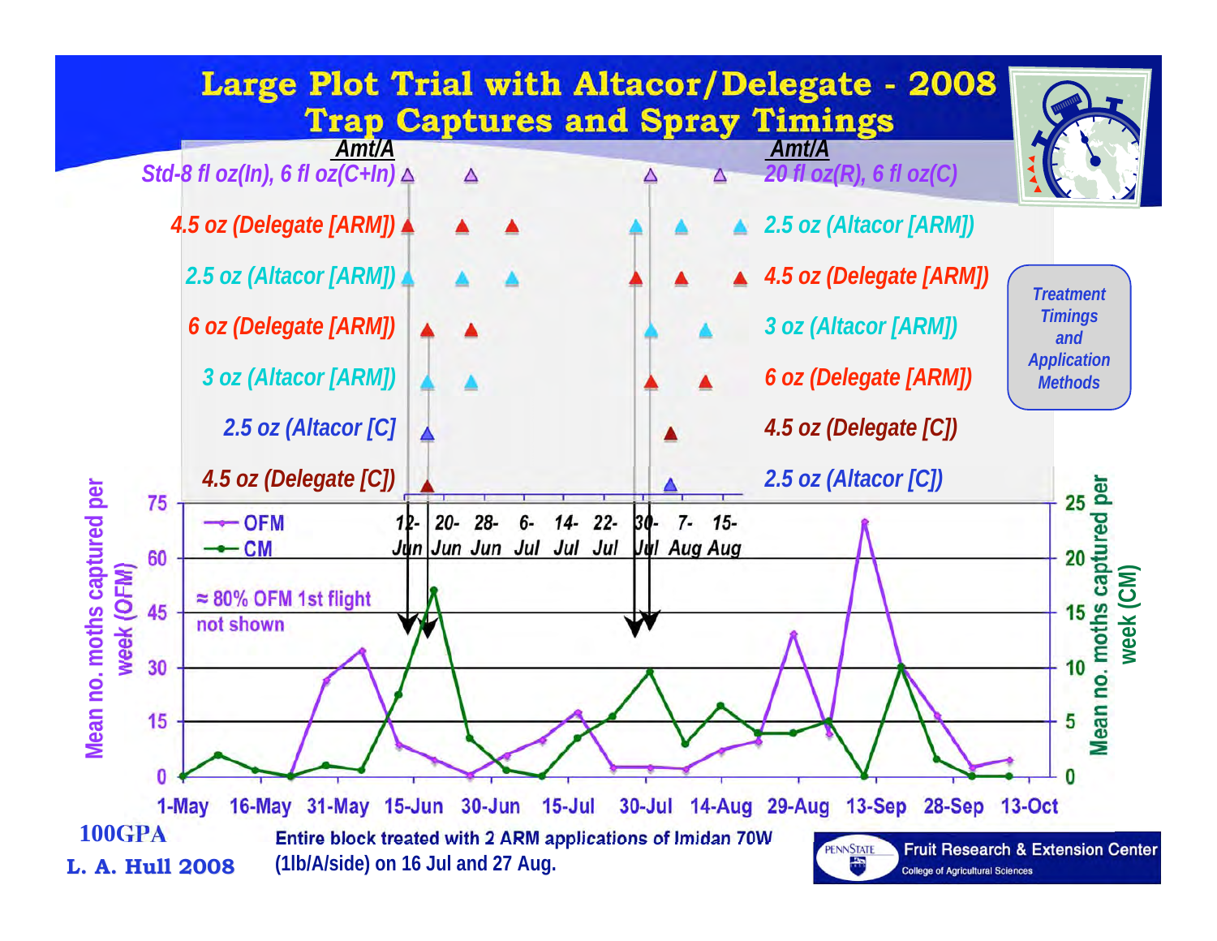# Large Plot Trial with Altacor/Delegate - 2008
## Trap Captures and Spray Timings

| Amt/A | Amt/A |
|---|---|
| Std-8 fl oz(In), 6 fl oz(C+In) | 20 fl oz(R), 6 fl oz(C) |
| 4.5 oz (Delegate [ARM]) | 2.5 oz (Altacor [ARM]) |
| 2.5 oz (Altacor [ARM]) | 4.5 oz (Delegate [ARM]) |
| 6 oz (Delegate [ARM]) | 3 oz (Altacor [ARM]) |
| 3 oz (Altacor [ARM]) | 6 oz (Delegate [ARM]) |
| 2.5 oz (Altacor [C] | 4.5 oz (Delegate [C]) |
| 4.5 oz (Delegate [C]) | 2.5 oz (Altacor [C]) |

*Treatment Timings and Application Methods*

Spray timing dates: 12-Jun, 20-Jun, 28-Jun, 6-Jul, 14-Jul, 22-Jul, 30-Jul, 7-Aug, 15-Aug

Legend: OFM; CM

≈ 80% OFM 1st flight not shown

Left axis: Mean no. moths captured per week (OFM) (0, 15, 30, 45, 60, 75)

Right axis: Mean no. moths captured per week (CM) (0, 5, 10, 15, 20, 25)

X axis: 1-May, 16-May, 31-May, 15-Jun, 30-Jun, 15-Jul, 30-Jul, 14-Aug, 29-Aug, 13-Sep, 28-Sep, 13-Oct

100GPA

L. A. Hull 2008

Entire block treated with 2 ARM applications of Imidan 70W (1lb/A/side) on 16 Jul and 27 Aug.

PENNSTATE — Fruit Research & Extension Center, College of Agricultural Sciences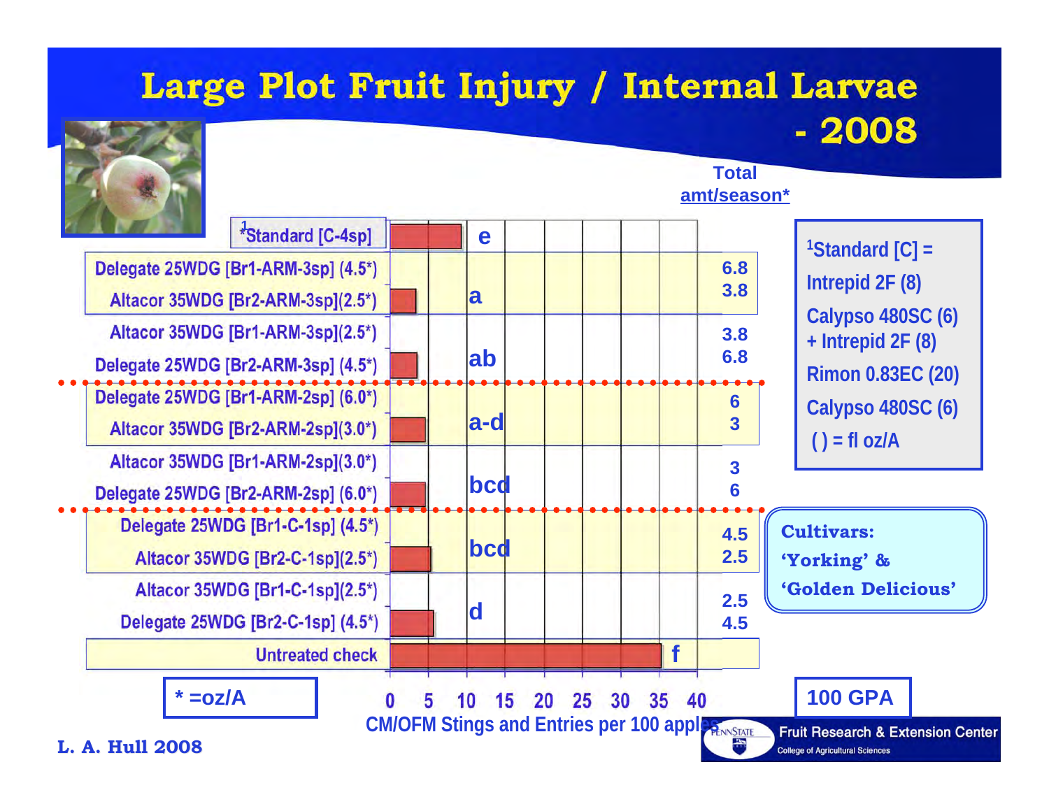# Large Plot Fruit Injury / Internal Larvae - 2008

| Treatment | CM/OFM Stings and Entries per 100 apples (approx.) | Letter | Total amt/season* |
|---|---|---|---|
| [1]*Standard [C-4sp] | ~9.5 | e | |
| Delegate 25WDG [Br1-ARM-3sp] (4.5*) / Altacor 35WDG [Br2-ARM-3sp](2.5*) | ~3.5 | a | 6.8 / 3.8 |
| Altacor 35WDG [Br1-ARM-3sp](2.5*) / Delegate 25WDG [Br2-ARM-3sp] (4.5*) | ~3.5 | ab | 3.8 / 6.8 |
| Delegate 25WDG [Br1-ARM-2sp] (6.0*) / Altacor 35WDG [Br2-ARM-2sp](3.0*) | ~4.5 | a-d | 6 / 3 |
| Altacor 35WDG [Br1-ARM-2sp](3.0*) / Delegate 25WDG [Br2-ARM-2sp] (6.0*) | ~4.5 | bcd | 3 / 6 |
| Delegate 25WDG [Br1-C-1sp] (4.5*) / Altacor 35WDG [Br2-C-1sp](2.5*) | ~5.5 | bcd | 4.5 / 2.5 |
| Altacor 35WDG [Br1-C-1sp](2.5*) / Delegate 25WDG [Br2-C-1sp] (4.5*) | ~5.5 | d | 2.5 / 4.5 |
| Untreated check | ~35 | f | |

[1]Standard [C] =
- Intrepid 2F (8)
- Calypso 480SC (6) + Intrepid 2F (8)
- Rimon 0.83EC (20)
- Calypso 480SC (6)
- ( ) = fl oz/A

**Cultivars:** 'Yorking' & 'Golden Delicious'

* =oz/A

100 GPA

L. A. Hull 2008

Penn State Fruit Research & Extension Center, College of Agricultural Sciences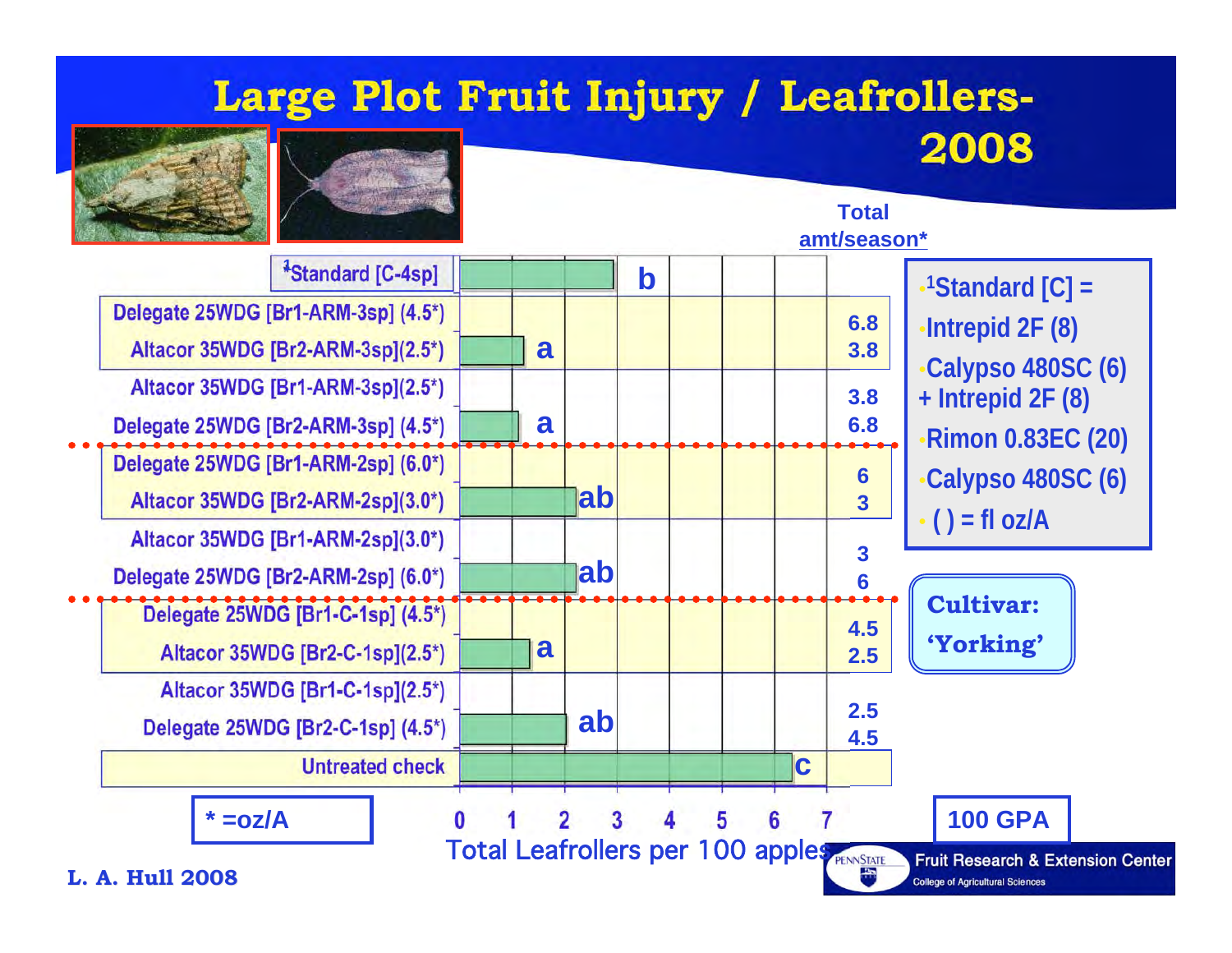# Large Plot Fruit Injury / Leafrollers- 2008

Total amt/season*

[1]Standard [C-4sp] — b

Delegate 25WDG [Br1-ARM-3sp] (4.5*) — 6.8
Altacor 35WDG [Br2-ARM-3sp](2.5*) — a — 3.8

Altacor 35WDG [Br1-ARM-3sp](2.5*) — 3.8
Delegate 25WDG [Br2-ARM-3sp] (4.5*) — a — 6.8

Delegate 25WDG [Br1-ARM-2sp] (6.0*) — 6
Altacor 35WDG [Br2-ARM-2sp](3.0*) — ab — 3

Altacor 35WDG [Br1-ARM-2sp](3.0*) — 3
Delegate 25WDG [Br2-ARM-2sp] (6.0*) — ab — 6

Delegate 25WDG [Br1-C-1sp] (4.5*) — 4.5
Altacor 35WDG [Br2-C-1sp](2.5*) — a — 2.5

Altacor 35WDG [Br1-C-1sp](2.5*) — 2.5
Delegate 25WDG [Br2-C-1sp] (4.5*) — ab — 4.5

Untreated check — c

0 1 2 3 4 5 6 7

Total Leafrollers per 100 apples

* =oz/A

[1]Standard [C] =
- Intrepid 2F (8)
- Calypso 480SC (6) + Intrepid 2F (8)
- Rimon 0.83EC (20)
- Calypso 480SC (6)
- ( ) = fl oz/A

**Cultivar: 'Yorking'**

100 GPA

L. A. Hull 2008

PENNSTATE Fruit Research & Extension Center
College of Agricultural Sciences